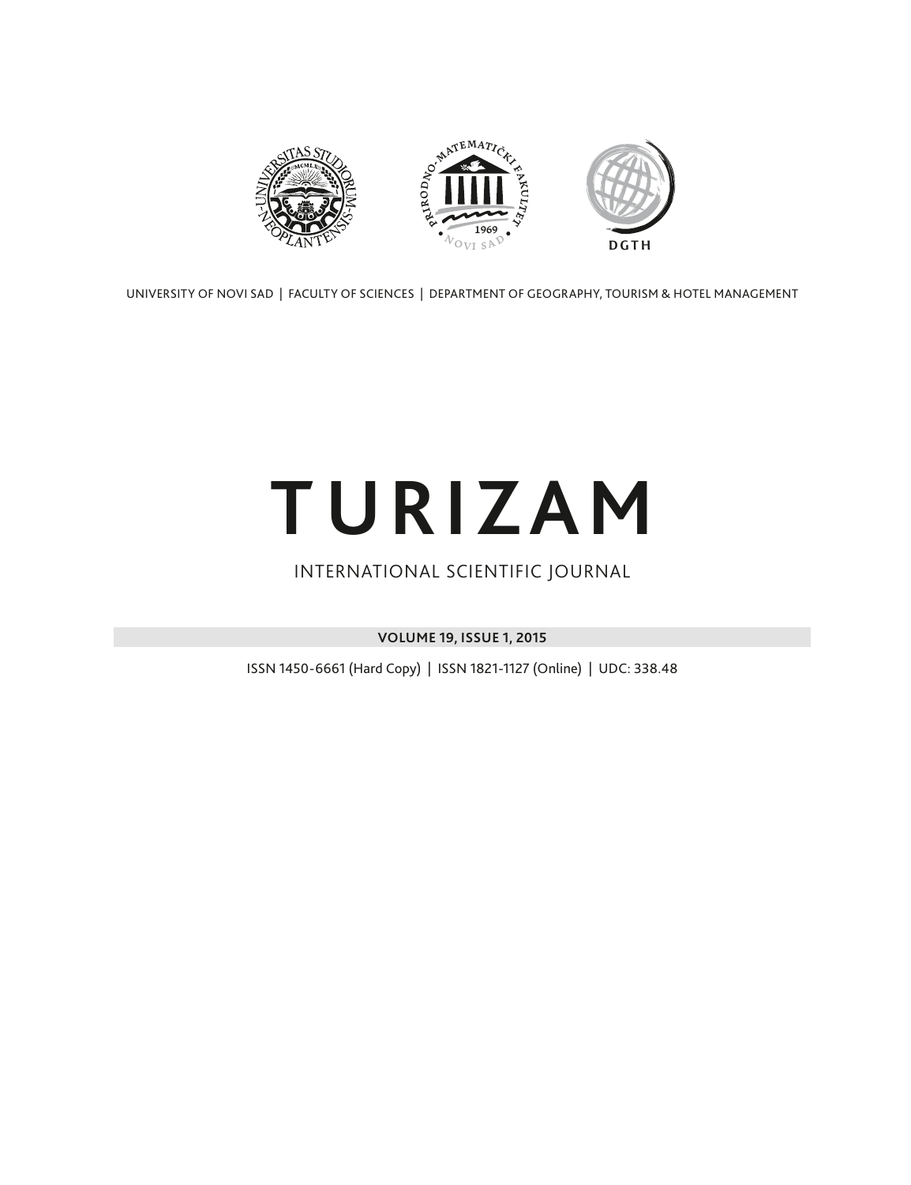UNIVERSITY OF NOVI SAD | FACULTY OF SCIENCES | DEPARTMENT OF GEOGRAPHY, TOURISM & HOTEL MANAGEMENT

# TURIZAM

INTERNATIONAL SCIENTIFIC JOURNAL

**VOLUME 19, ISSUE 1, 2015**

ISSN 1450-6661 (Hard Copy) | ISSN 1821-1127 (Online) | UDC: 338.48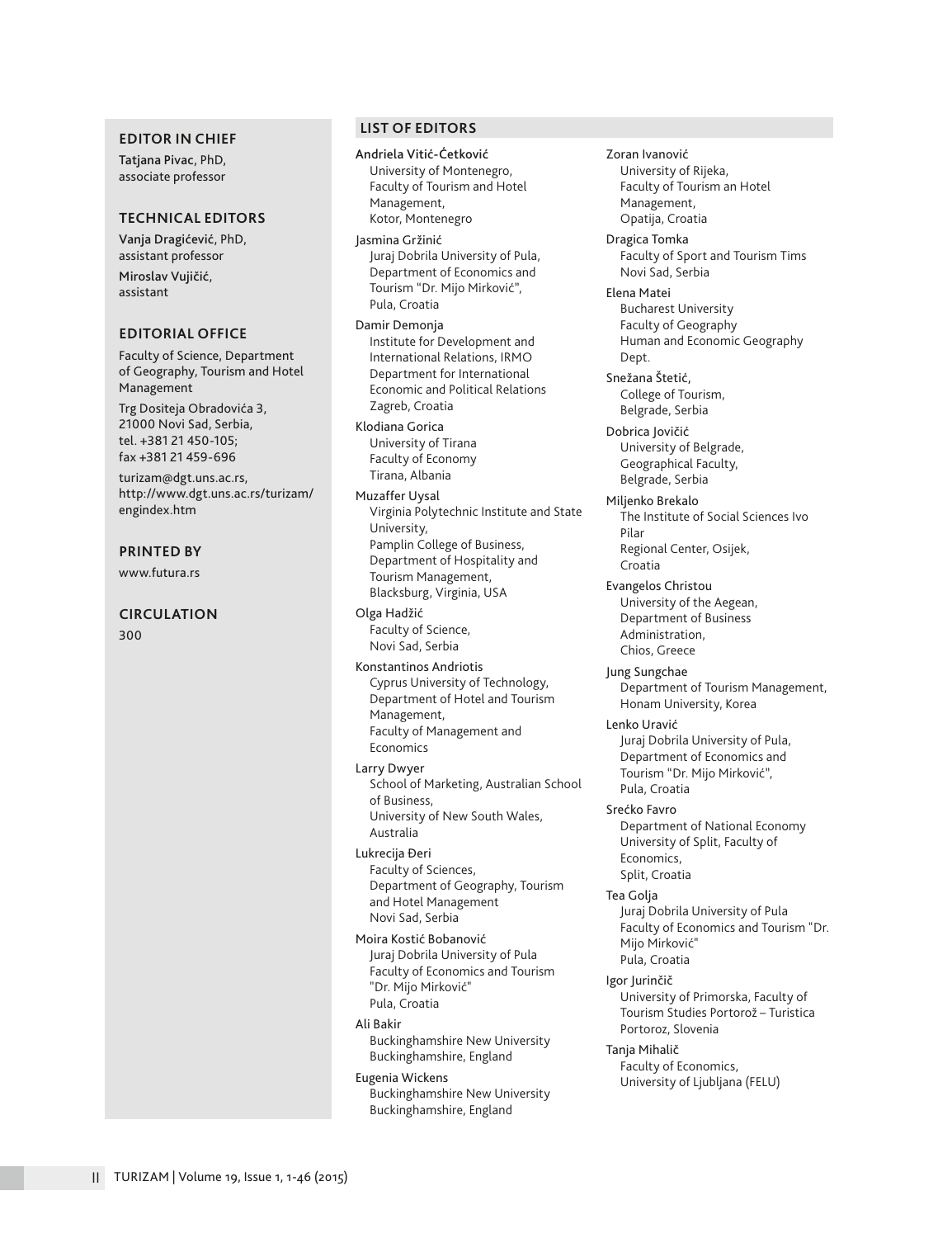## EDITOR IN CHIEF

**Tatjana Pivac**, PhD, associate professor

## TECHNICAL EDITORS

**Vanja Dragićević**, PhD, assistant professor

**Miroslav Vujičić**, assistant

## EDITORIAL OFFICE

Faculty of Science, Department of Geography, Tourism and Hotel Management

Trg Dositeja Obradovića 3, 21000 Novi Sad, Serbia, tel. +381 21 450-105; fax +381 21 459-696

turizam@dgt.uns.ac.rs, http://www.dgt.uns.ac.rs/turizam/engindex.htm

## PRINTED BY

www.futura.rs

## CIRCULATION

300

## LIST OF EDITORS

Andriela Vitić-Ćetković
University of Montenegro, Faculty of Tourism and Hotel Management, Kotor, Montenegro

Jasmina Gržinić
Juraj Dobrila University of Pula, Department of Economics and Tourism "Dr. Mijo Mirković", Pula, Croatia

Damir Demonja
Institute for Development and International Relations, IRMO Department for International Economic and Political Relations Zagreb, Croatia

Klodiana Gorica
University of Tirana Faculty of Economy Tirana, Albania

Muzaffer Uysal
Virginia Polytechnic Institute and State University, Pamplin College of Business, Department of Hospitality and Tourism Management, Blacksburg, Virginia, USA

Olga Hadžić
Faculty of Science, Novi Sad, Serbia

Konstantinos Andriotis
Cyprus University of Technology, Department of Hotel and Tourism Management, Faculty of Management and Economics

Larry Dwyer
School of Marketing, Australian School of Business, University of New South Wales, Australia

Lukrecija Đeri
Faculty of Sciences, Department of Geography, Tourism and Hotel Management Novi Sad, Serbia

Moira Kostić Bobanović
Juraj Dobrila University of Pula Faculty of Economics and Tourism "Dr. Mijo Mirković" Pula, Croatia

Ali Bakir
Buckinghamshire New University Buckinghamshire, England

Eugenia Wickens
Buckinghamshire New University Buckinghamshire, England

Zoran Ivanović
University of Rijeka, Faculty of Tourism an Hotel Management, Opatija, Croatia

Dragica Tomka
Faculty of Sport and Tourism Tims Novi Sad, Serbia

Elena Matei
Bucharest University Faculty of Geography Human and Economic Geography Dept.

Snežana Štetić,
College of Tourism, Belgrade, Serbia

Dobrica Jovičić
University of Belgrade, Geographical Faculty, Belgrade, Serbia

Miljenko Brekalo
The Institute of Social Sciences Ivo Pilar Regional Center, Osijek, Croatia

Evangelos Christou
University of the Aegean, Department of Business Administration, Chios, Greece

Jung Sungchae
Department of Tourism Management, Honam University, Korea

Lenko Uravić
Juraj Dobrila University of Pula, Department of Economics and Tourism "Dr. Mijo Mirković", Pula, Croatia

Srećko Favro
Department of National Economy University of Split, Faculty of Economics, Split, Croatia

Tea Golja
Juraj Dobrila University of Pula Faculty of Economics and Tourism "Dr. Mijo Mirković" Pula, Croatia

Igor Jurinčič
University of Primorska, Faculty of Tourism Studies Portorož – Turistica Portoroz, Slovenia

Tanja Mihalič
Faculty of Economics, University of Ljubljana (FELU)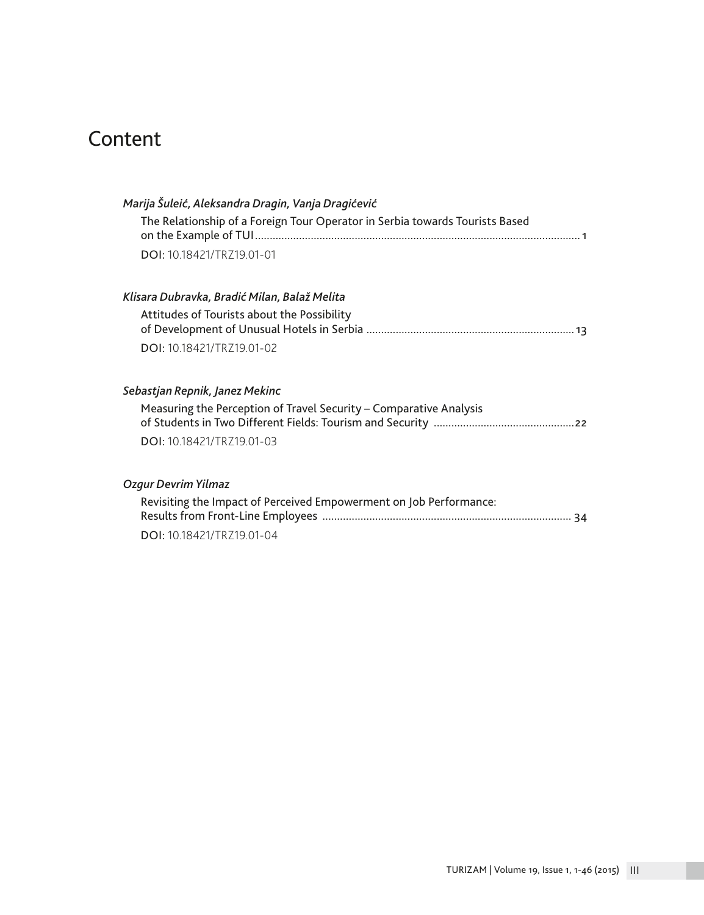# Content

*Marija Šuleić, Aleksandra Dragin, Vanja Dragićević*

The Relationship of a Foreign Tour Operator in Serbia towards Tourists Based on the Example of TUI ........ 1

DOI: 10.18421/TRZ19.01-01

*Klisara Dubravka, Bradić Milan, Balaž Melita*

Attitudes of Tourists about the Possibility of Development of Unusual Hotels in Serbia ........ 13

DOI: 10.18421/TRZ19.01-02

*Sebastjan Repnik, Janez Mekinc*

Measuring the Perception of Travel Security – Comparative Analysis of Students in Two Different Fields: Tourism and Security ........ 22

DOI: 10.18421/TRZ19.01-03

*Ozgur Devrim Yilmaz*

Revisiting the Impact of Perceived Empowerment on Job Performance: Results from Front-Line Employees ........ 34

DOI: 10.18421/TRZ19.01-04